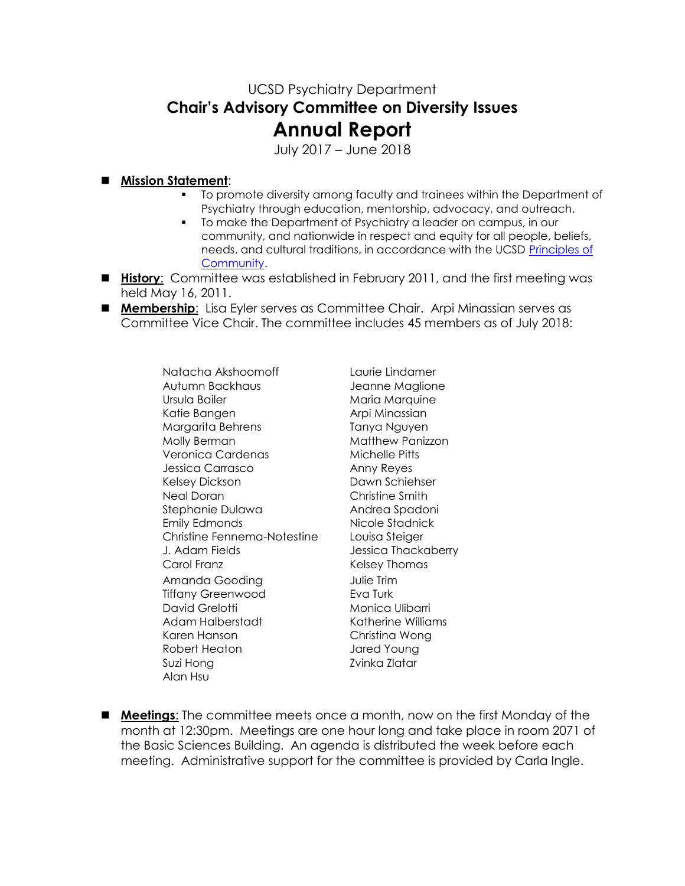UCSD Psychiatry Department

# Chair's Advisory Committee on Diversity Issues

# Annual Report

July 2017 – June 2018

- **Mission Statement**:
  - To promote diversity among faculty and trainees within the Department of Psychiatry through education, mentorship, advocacy, and outreach.
  - To make the Department of Psychiatry a leader on campus, in our community, and nationwide in respect and equity for all people, beliefs, needs, and cultural traditions, in accordance with the UCSD Principles of Community.
- **History**: Committee was established in February 2011, and the first meeting was held May 16, 2011.
- **Membership**: Lisa Eyler serves as Committee Chair. Arpi Minassian serves as Committee Vice Chair. The committee includes 45 members as of July 2018:

Natacha Akshoomoff
Autumn Backhaus
Ursula Bailer
Katie Bangen
Margarita Behrens
Molly Berman
Veronica Cardenas
Jessica Carrasco
Kelsey Dickson
Neal Doran
Stephanie Dulawa
Emily Edmonds
Christine Fennema-Notestine
J. Adam Fields
Carol Franz
Amanda Gooding
Tiffany Greenwood
David Grelotti
Adam Halberstadt
Karen Hanson
Robert Heaton
Suzi Hong
Alan Hsu
Laurie Lindamer
Jeanne Maglione
Maria Marquine
Arpi Minassian
Tanya Nguyen
Matthew Panizzon
Michelle Pitts
Anny Reyes
Dawn Schiehser
Christine Smith
Andrea Spadoni
Nicole Stadnick
Louisa Steiger
Jessica Thackaberry
Kelsey Thomas
Julie Trim
Eva Turk
Monica Ulibarri
Katherine Williams
Christina Wong
Jared Young
Zvinka Zlatar

- **Meetings**: The committee meets once a month, now on the first Monday of the month at 12:30pm. Meetings are one hour long and take place in room 2071 of the Basic Sciences Building. An agenda is distributed the week before each meeting. Administrative support for the committee is provided by Carla Ingle.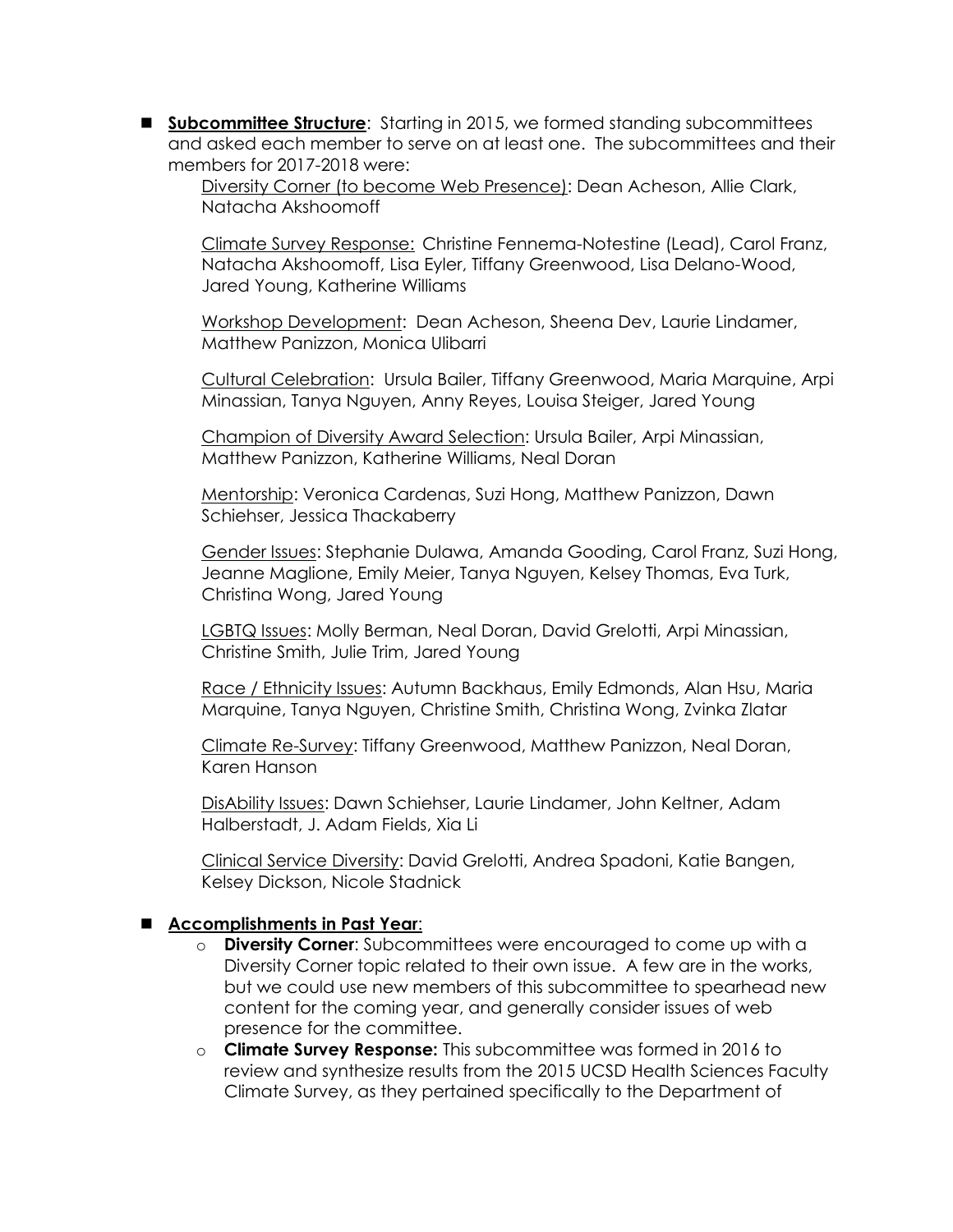- **Subcommittee Structure**: Starting in 2015, we formed standing subcommittees and asked each member to serve on at least one. The subcommittees and their members for 2017-2018 were:

  Diversity Corner (to become Web Presence): Dean Acheson, Allie Clark, Natacha Akshoomoff

  Climate Survey Response: Christine Fennema-Notestine (Lead), Carol Franz, Natacha Akshoomoff, Lisa Eyler, Tiffany Greenwood, Lisa Delano-Wood, Jared Young, Katherine Williams

  Workshop Development: Dean Acheson, Sheena Dev, Laurie Lindamer, Matthew Panizzon, Monica Ulibarri

  Cultural Celebration: Ursula Bailer, Tiffany Greenwood, Maria Marquine, Arpi Minassian, Tanya Nguyen, Anny Reyes, Louisa Steiger, Jared Young

  Champion of Diversity Award Selection: Ursula Bailer, Arpi Minassian, Matthew Panizzon, Katherine Williams, Neal Doran

  Mentorship: Veronica Cardenas, Suzi Hong, Matthew Panizzon, Dawn Schiehser, Jessica Thackaberry

  Gender Issues: Stephanie Dulawa, Amanda Gooding, Carol Franz, Suzi Hong, Jeanne Maglione, Emily Meier, Tanya Nguyen, Kelsey Thomas, Eva Turk, Christina Wong, Jared Young

  LGBTQ Issues: Molly Berman, Neal Doran, David Grelotti, Arpi Minassian, Christine Smith, Julie Trim, Jared Young

  Race / Ethnicity Issues: Autumn Backhaus, Emily Edmonds, Alan Hsu, Maria Marquine, Tanya Nguyen, Christine Smith, Christina Wong, Zvinka Zlatar

  Climate Re-Survey: Tiffany Greenwood, Matthew Panizzon, Neal Doran, Karen Hanson

  DisAbility Issues: Dawn Schiehser, Laurie Lindamer, John Keltner, Adam Halberstadt, J. Adam Fields, Xia Li

  Clinical Service Diversity: David Grelotti, Andrea Spadoni, Katie Bangen, Kelsey Dickson, Nicole Stadnick

- **Accomplishments in Past Year**:
  - **Diversity Corner**: Subcommittees were encouraged to come up with a Diversity Corner topic related to their own issue. A few are in the works, but we could use new members of this subcommittee to spearhead new content for the coming year, and generally consider issues of web presence for the committee.
  - **Climate Survey Response:** This subcommittee was formed in 2016 to review and synthesize results from the 2015 UCSD Health Sciences Faculty Climate Survey, as they pertained specifically to the Department of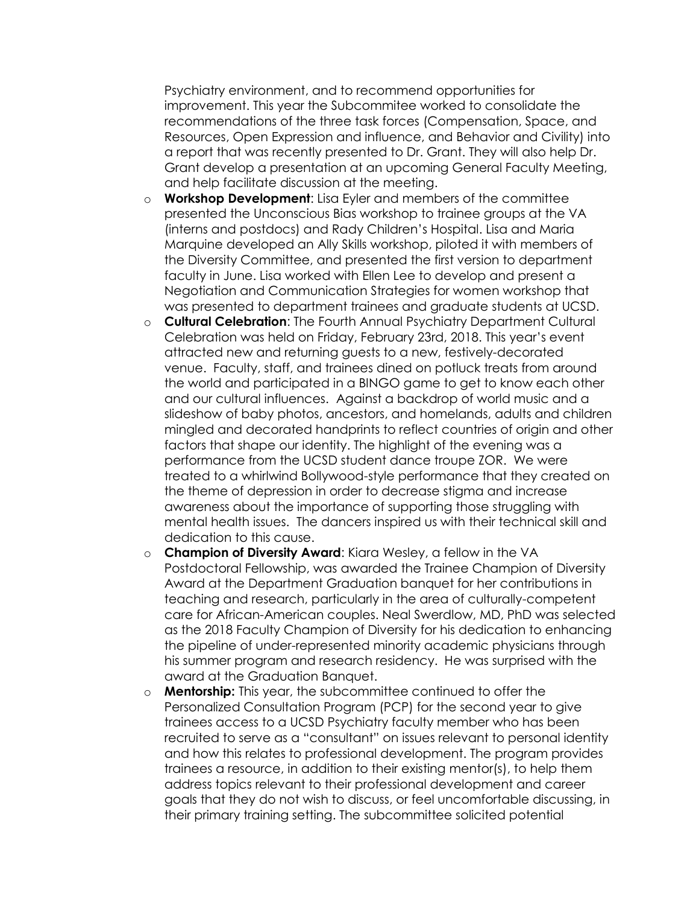Psychiatry environment, and to recommend opportunities for improvement. This year the Subcommitee worked to consolidate the recommendations of the three task forces (Compensation, Space, and Resources, Open Expression and influence, and Behavior and Civility) into a report that was recently presented to Dr. Grant. They will also help Dr. Grant develop a presentation at an upcoming General Faculty Meeting, and help facilitate discussion at the meeting.

- **Workshop Development**: Lisa Eyler and members of the committee presented the Unconscious Bias workshop to trainee groups at the VA (interns and postdocs) and Rady Children's Hospital. Lisa and Maria Marquine developed an Ally Skills workshop, piloted it with members of the Diversity Committee, and presented the first version to department faculty in June. Lisa worked with Ellen Lee to develop and present a Negotiation and Communication Strategies for women workshop that was presented to department trainees and graduate students at UCSD.
- **Cultural Celebration**: The Fourth Annual Psychiatry Department Cultural Celebration was held on Friday, February 23rd, 2018. This year's event attracted new and returning guests to a new, festively-decorated venue. Faculty, staff, and trainees dined on potluck treats from around the world and participated in a BINGO game to get to know each other and our cultural influences. Against a backdrop of world music and a slideshow of baby photos, ancestors, and homelands, adults and children mingled and decorated handprints to reflect countries of origin and other factors that shape our identity. The highlight of the evening was a performance from the UCSD student dance troupe ZOR. We were treated to a whirlwind Bollywood-style performance that they created on the theme of depression in order to decrease stigma and increase awareness about the importance of supporting those struggling with mental health issues. The dancers inspired us with their technical skill and dedication to this cause.
- **Champion of Diversity Award**: Kiara Wesley, a fellow in the VA Postdoctoral Fellowship, was awarded the Trainee Champion of Diversity Award at the Department Graduation banquet for her contributions in teaching and research, particularly in the area of culturally-competent care for African-American couples. Neal Swerdlow, MD, PhD was selected as the 2018 Faculty Champion of Diversity for his dedication to enhancing the pipeline of under-represented minority academic physicians through his summer program and research residency. He was surprised with the award at the Graduation Banquet.
- **Mentorship:** This year, the subcommittee continued to offer the Personalized Consultation Program (PCP) for the second year to give trainees access to a UCSD Psychiatry faculty member who has been recruited to serve as a "consultant" on issues relevant to personal identity and how this relates to professional development. The program provides trainees a resource, in addition to their existing mentor(s), to help them address topics relevant to their professional development and career goals that they do not wish to discuss, or feel uncomfortable discussing, in their primary training setting. The subcommittee solicited potential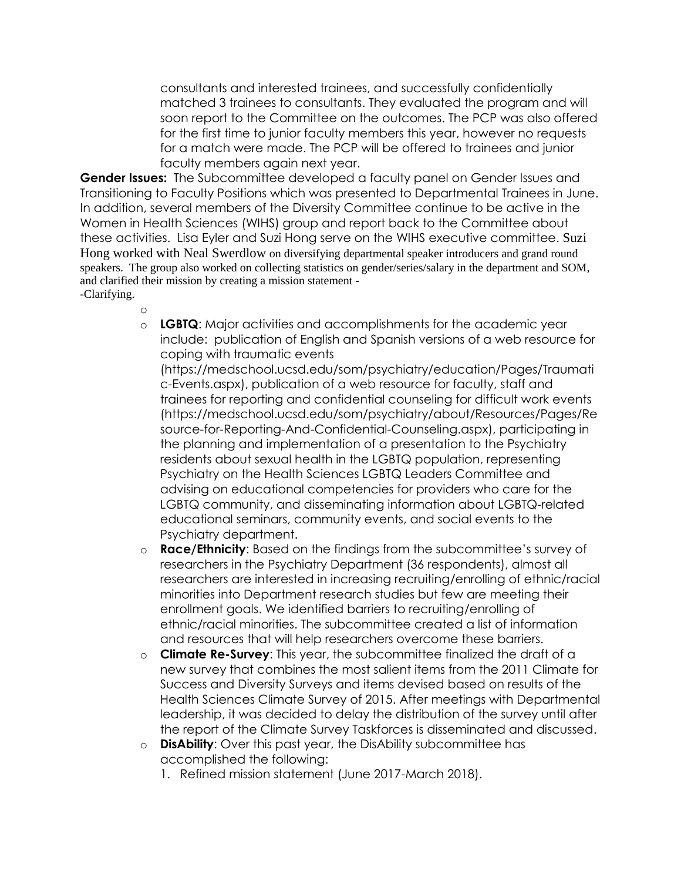consultants and interested trainees, and successfully confidentially matched 3 trainees to consultants. They evaluated the program and will soon report to the Committee on the outcomes. The PCP was also offered for the first time to junior faculty members this year, however no requests for a match were made. The PCP will be offered to trainees and junior faculty members again next year.

**Gender Issues:** The Subcommittee developed a faculty panel on Gender Issues and Transitioning to Faculty Positions which was presented to Departmental Trainees in June. In addition, several members of the Diversity Committee continue to be active in the Women in Health Sciences (WIHS) group and report back to the Committee about these activities. Lisa Eyler and Suzi Hong serve on the WIHS executive committee. Suzi Hong worked with Neal Swerdlow on diversifying departmental speaker introducers and grand round speakers. The group also worked on collecting statistics on gender/series/salary in the department and SOM, and clarified their mission by creating a mission statement -
-Clarifying.

- **LGBTQ**: Major activities and accomplishments for the academic year include: publication of English and Spanish versions of a web resource for coping with traumatic events (https://medschool.ucsd.edu/som/psychiatry/education/Pages/Traumatic-Events.aspx), publication of a web resource for faculty, staff and trainees for reporting and confidential counseling for difficult work events (https://medschool.ucsd.edu/som/psychiatry/about/Resources/Pages/Resource-for-Reporting-And-Confidential-Counseling.aspx), participating in the planning and implementation of a presentation to the Psychiatry residents about sexual health in the LGBTQ population, representing Psychiatry on the Health Sciences LGBTQ Leaders Committee and advising on educational competencies for providers who care for the LGBTQ community, and disseminating information about LGBTQ-related educational seminars, community events, and social events to the Psychiatry department.
- **Race/Ethnicity**: Based on the findings from the subcommittee's survey of researchers in the Psychiatry Department (36 respondents), almost all researchers are interested in increasing recruiting/enrolling of ethnic/racial minorities into Department research studies but few are meeting their enrollment goals. We identified barriers to recruiting/enrolling of ethnic/racial minorities. The subcommittee created a list of information and resources that will help researchers overcome these barriers.
- **Climate Re-Survey**: This year, the subcommittee finalized the draft of a new survey that combines the most salient items from the 2011 Climate for Success and Diversity Surveys and items devised based on results of the Health Sciences Climate Survey of 2015. After meetings with Departmental leadership, it was decided to delay the distribution of the survey until after the report of the Climate Survey Taskforces is disseminated and discussed.
- **DisAbility**: Over this past year, the DisAbility subcommittee has accomplished the following:
  1. Refined mission statement (June 2017-March 2018).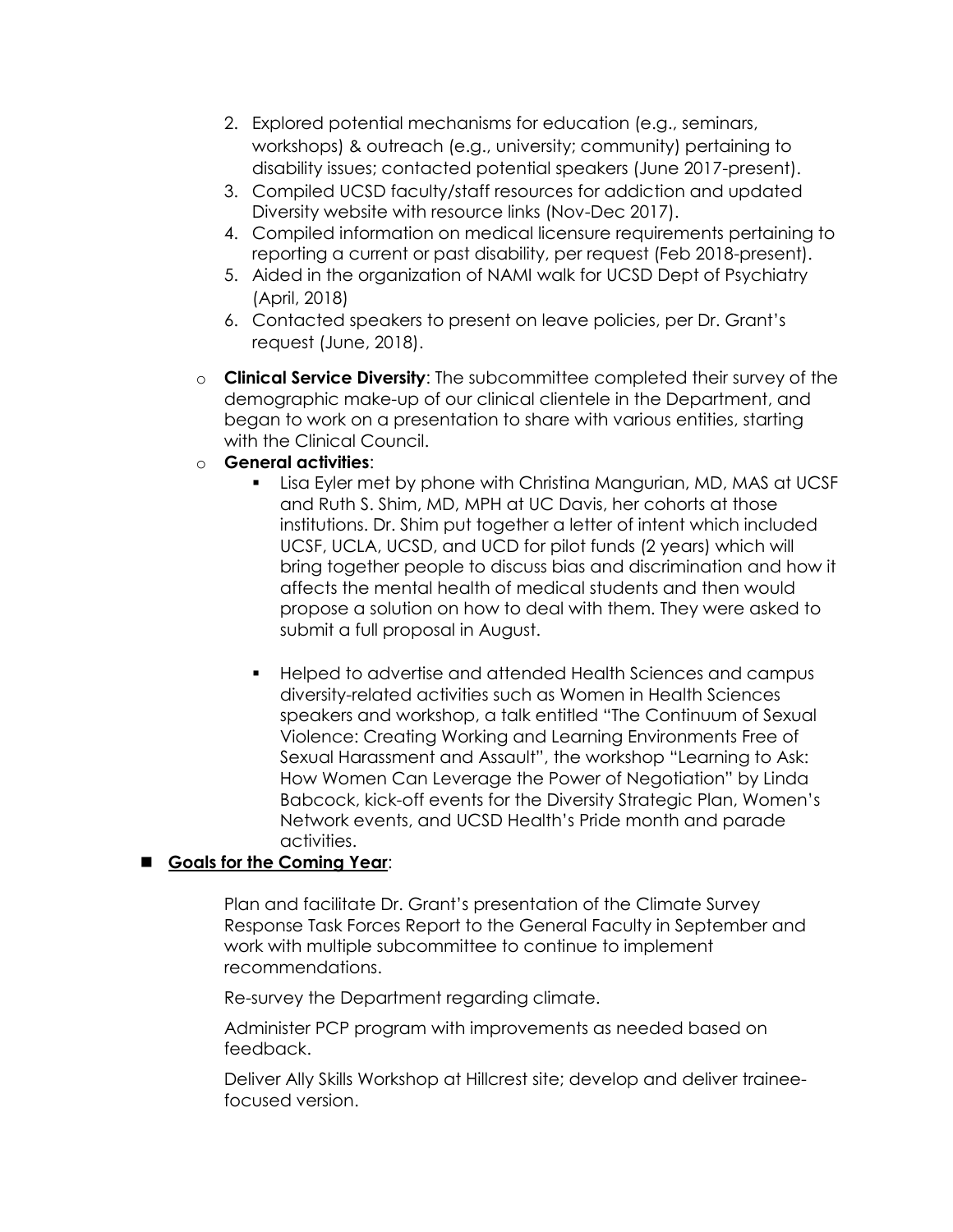2. Explored potential mechanisms for education (e.g., seminars, workshops) & outreach (e.g., university; community) pertaining to disability issues; contacted potential speakers (June 2017-present).
3. Compiled UCSD faculty/staff resources for addiction and updated Diversity website with resource links (Nov-Dec 2017).
4. Compiled information on medical licensure requirements pertaining to reporting a current or past disability, per request (Feb 2018-present).
5. Aided in the organization of NAMI walk for UCSD Dept of Psychiatry (April, 2018)
6. Contacted speakers to present on leave policies, per Dr. Grant's request (June, 2018).

- **Clinical Service Diversity**: The subcommittee completed their survey of the demographic make-up of our clinical clientele in the Department, and began to work on a presentation to share with various entities, starting with the Clinical Council.
- **General activities**:
  - Lisa Eyler met by phone with Christina Mangurian, MD, MAS at UCSF and Ruth S. Shim, MD, MPH at UC Davis, her cohorts at those institutions. Dr. Shim put together a letter of intent which included UCSF, UCLA, UCSD, and UCD for pilot funds (2 years) which will bring together people to discuss bias and discrimination and how it affects the mental health of medical students and then would propose a solution on how to deal with them. They were asked to submit a full proposal in August.
  - Helped to advertise and attended Health Sciences and campus diversity-related activities such as Women in Health Sciences speakers and workshop, a talk entitled "The Continuum of Sexual Violence: Creating Working and Learning Environments Free of Sexual Harassment and Assault", the workshop "Learning to Ask: How Women Can Leverage the Power of Negotiation" by Linda Babcock, kick-off events for the Diversity Strategic Plan, Women's Network events, and UCSD Health's Pride month and parade activities.

- **Goals for the Coming Year**:

  Plan and facilitate Dr. Grant's presentation of the Climate Survey Response Task Forces Report to the General Faculty in September and work with multiple subcommittee to continue to implement recommendations.

  Re-survey the Department regarding climate.

  Administer PCP program with improvements as needed based on feedback.

  Deliver Ally Skills Workshop at Hillcrest site; develop and deliver trainee-focused version.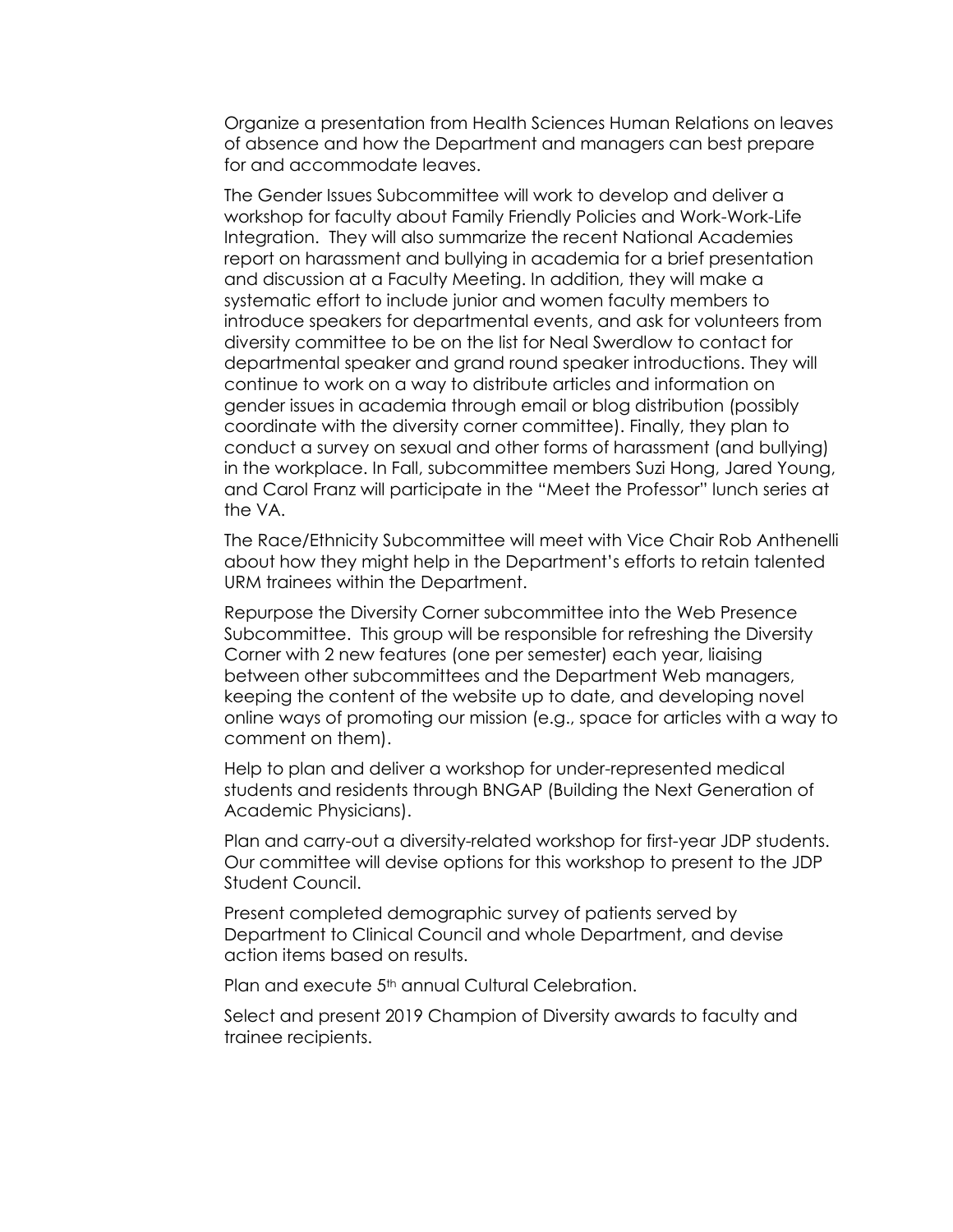Organize a presentation from Health Sciences Human Relations on leaves of absence and how the Department and managers can best prepare for and accommodate leaves.

The Gender Issues Subcommittee will work to develop and deliver a workshop for faculty about Family Friendly Policies and Work-Work-Life Integration. They will also summarize the recent National Academies report on harassment and bullying in academia for a brief presentation and discussion at a Faculty Meeting. In addition, they will make a systematic effort to include junior and women faculty members to introduce speakers for departmental events, and ask for volunteers from diversity committee to be on the list for Neal Swerdlow to contact for departmental speaker and grand round speaker introductions. They will continue to work on a way to distribute articles and information on gender issues in academia through email or blog distribution (possibly coordinate with the diversity corner committee). Finally, they plan to conduct a survey on sexual and other forms of harassment (and bullying) in the workplace. In Fall, subcommittee members Suzi Hong, Jared Young, and Carol Franz will participate in the "Meet the Professor" lunch series at the VA.

The Race/Ethnicity Subcommittee will meet with Vice Chair Rob Anthenelli about how they might help in the Department's efforts to retain talented URM trainees within the Department.

Repurpose the Diversity Corner subcommittee into the Web Presence Subcommittee. This group will be responsible for refreshing the Diversity Corner with 2 new features (one per semester) each year, liaising between other subcommittees and the Department Web managers, keeping the content of the website up to date, and developing novel online ways of promoting our mission (e.g., space for articles with a way to comment on them).

Help to plan and deliver a workshop for under-represented medical students and residents through BNGAP (Building the Next Generation of Academic Physicians).

Plan and carry-out a diversity-related workshop for first-year JDP students. Our committee will devise options for this workshop to present to the JDP Student Council.

Present completed demographic survey of patients served by Department to Clinical Council and whole Department, and devise action items based on results.

Plan and execute 5th annual Cultural Celebration.

Select and present 2019 Champion of Diversity awards to faculty and trainee recipients.